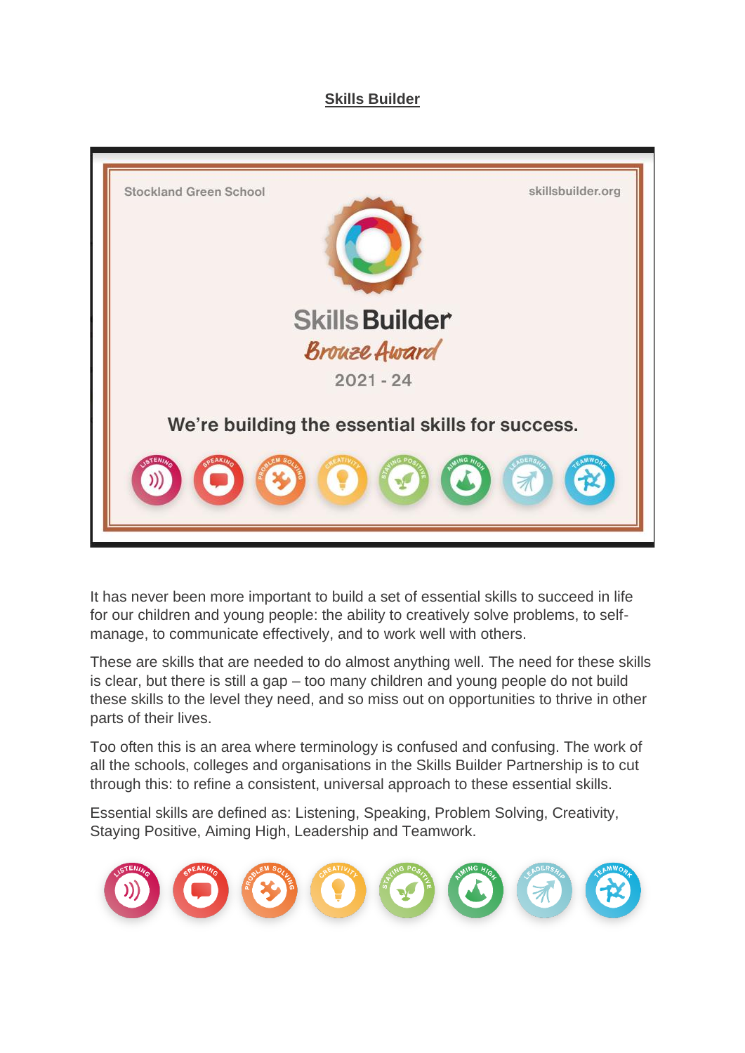## Skills Builder

Stockland Green School

skillsbuilder.org

Skills Builder
Bronze Award
2021 - 24

We're building the essential skills for success.

It has never been more important to build a set of essential skills to succeed in life for our children and young people: the ability to creatively solve problems, to self-manage, to communicate effectively, and to work well with others.

These are skills that are needed to do almost anything well. The need for these skills is clear, but there is still a gap – too many children and young people do not build these skills to the level they need, and so miss out on opportunities to thrive in other parts of their lives.

Too often this is an area where terminology is confused and confusing. The work of all the schools, colleges and organisations in the Skills Builder Partnership is to cut through this: to refine a consistent, universal approach to these essential skills.

Essential skills are defined as: Listening, Speaking, Problem Solving, Creativity, Staying Positive, Aiming High, Leadership and Teamwork.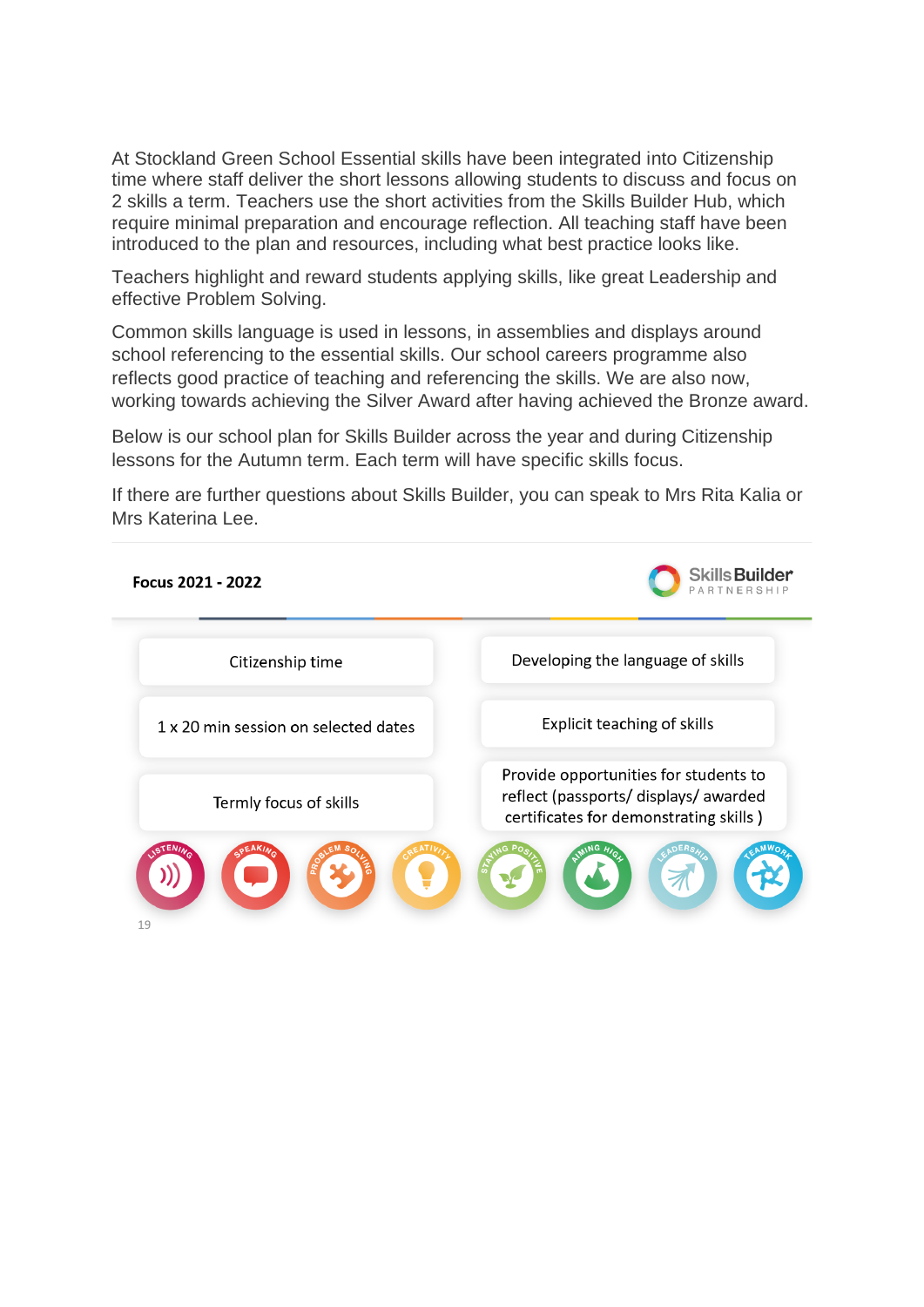At Stockland Green School Essential skills have been integrated into Citizenship time where staff deliver the short lessons allowing students to discuss and focus on 2 skills a term. Teachers use the short activities from the Skills Builder Hub, which require minimal preparation and encourage reflection. All teaching staff have been introduced to the plan and resources, including what best practice looks like.

Teachers highlight and reward students applying skills, like great Leadership and effective Problem Solving.

Common skills language is used in lessons, in assemblies and displays around school referencing to the essential skills. Our school careers programme also reflects good practice of teaching and referencing the skills. We are also now, working towards achieving the Silver Award after having achieved the Bronze award.

Below is our school plan for Skills Builder across the year and during Citizenship lessons for the Autumn term. Each term will have specific skills focus.

If there are further questions about Skills Builder, you can speak to Mrs Rita Kalia or Mrs Katerina Lee.

---

**Focus 2021 - 2022**

Skills Builder PARTNERSHIP

- Citizenship time
- 1 x 20 min session on selected dates
- Termly focus of skills

- Developing the language of skills
- Explicit teaching of skills
- Provide opportunities for students to reflect (passports/ displays/ awarded certificates for demonstrating skills )

LISTENING · SPEAKING · PROBLEM SOLVING · CREATIVITY · STAYING POSITIVE · AIMING HIGH · LEADERSHIP · TEAMWORK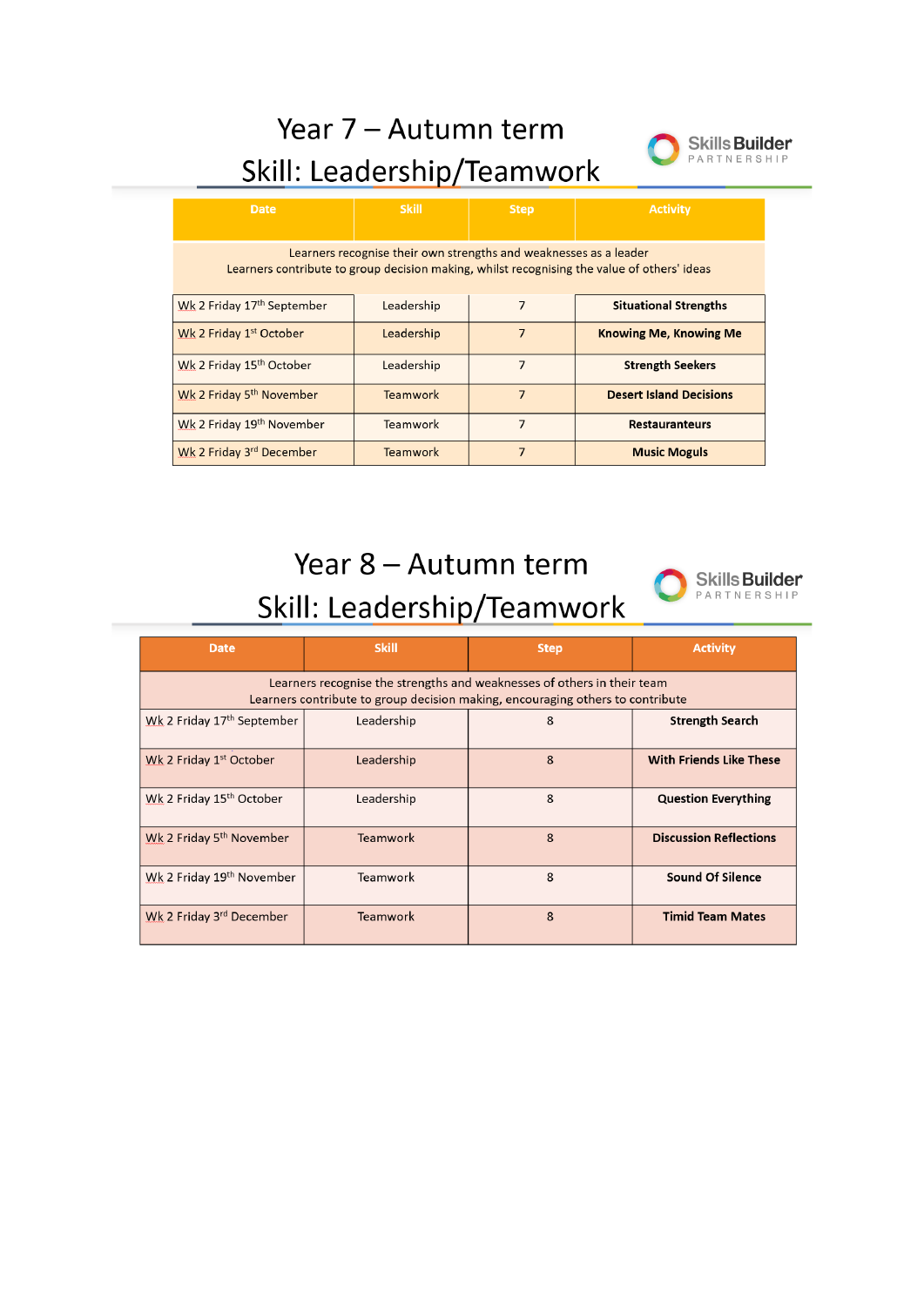# Year 7 – Autumn term

## Skill: Leadership/Teamwork

Skills Builder PARTNERSHIP

| Date | Skill | Step | Activity |
|---|---|---|---|
| Learners recognise their own strengths and weaknesses as a leader<br>Learners contribute to group decision making, whilst recognising the value of others' ideas | | | |
| Wk 2 Friday 17th September | Leadership | 7 | **Situational Strengths** |
| Wk 2 Friday 1st October | Leadership | 7 | **Knowing Me, Knowing Me** |
| Wk 2 Friday 15th October | Leadership | 7 | **Strength Seekers** |
| Wk 2 Friday 5th November | Teamwork | 7 | **Desert Island Decisions** |
| Wk 2 Friday 19th November | Teamwork | 7 | **Restauranteurs** |
| Wk 2 Friday 3rd December | Teamwork | 7 | **Music Moguls** |

# Year 8 – Autumn term

## Skill: Leadership/Teamwork

Skills Builder PARTNERSHIP

| Date | Skill | Step | Activity |
|---|---|---|---|
| Learners recognise the strengths and weaknesses of others in their team<br>Learners contribute to group decision making, encouraging others to contribute | | | |
| Wk 2 Friday 17th September | Leadership | 8 | **Strength Search** |
| Wk 2 Friday 1st October | Leadership | 8 | **With Friends Like These** |
| Wk 2 Friday 15th October | Leadership | 8 | **Question Everything** |
| Wk 2 Friday 5th November | Teamwork | 8 | **Discussion Reflections** |
| Wk 2 Friday 19th November | Teamwork | 8 | **Sound Of Silence** |
| Wk 2 Friday 3rd December | Teamwork | 8 | **Timid Team Mates** |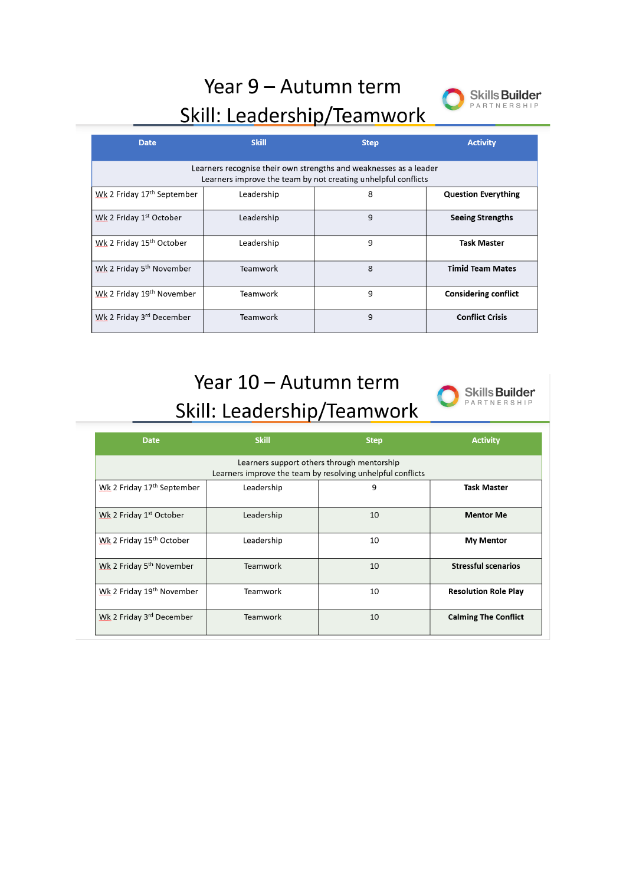# Year 9 – Autumn term
## Skill: Leadership/Teamwork

Skills Builder PARTNERSHIP

| Date | Skill | Step | Activity |
|---|---|---|---|
| Learners recognise their own strengths and weaknesses as a leader<br>Learners improve the team by not creating unhelpful conflicts | | | |
| Wk 2 Friday 17th September | Leadership | 8 | **Question Everything** |
| Wk 2 Friday 1st October | Leadership | 9 | **Seeing Strengths** |
| Wk 2 Friday 15th October | Leadership | 9 | **Task Master** |
| Wk 2 Friday 5th November | Teamwork | 8 | **Timid Team Mates** |
| Wk 2 Friday 19th November | Teamwork | 9 | **Considering conflict** |
| Wk 2 Friday 3rd December | Teamwork | 9 | **Conflict Crisis** |

# Year 10 – Autumn term
## Skill: Leadership/Teamwork

Skills Builder PARTNERSHIP

| Date | Skill | Step | Activity |
|---|---|---|---|
| Learners support others through mentorship<br>Learners improve the team by resolving unhelpful conflicts | | | |
| Wk 2 Friday 17th September | Leadership | 9 | **Task Master** |
| Wk 2 Friday 1st October | Leadership | 10 | **Mentor Me** |
| Wk 2 Friday 15th October | Leadership | 10 | **My Mentor** |
| Wk 2 Friday 5th November | Teamwork | 10 | **Stressful scenarios** |
| Wk 2 Friday 19th November | Teamwork | 10 | **Resolution Role Play** |
| Wk 2 Friday 3rd December | Teamwork | 10 | **Calming The Conflict** |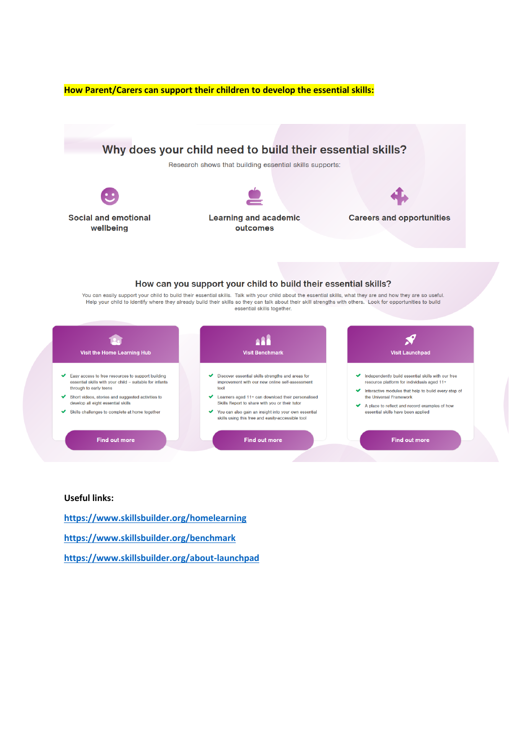**How Parent/Carers can support their children to develop the essential skills:**

## Why does your child need to build their essential skills?

Research shows that building essential skills supports:

Social and emotional wellbeing

Learning and academic outcomes

Careers and opportunities

## How can you support your child to build their essential skills?

You can easily support your child to build their essential skills. Talk with your child about the essential skills, what they are and how they are so useful. Help your child to identify where they already build their skills so they can talk about their skill strengths with others. Look for opportunities to build essential skills together.

### Visit the Home Learning Hub

- Easy access to free resources to support building essential skills with your child – suitable for infants through to early teens
- Short videos, stories and suggested activities to develop all eight essential skills
- Skills challenges to complete at home together

Find out more

### Visit Benchmark

- Discover essential skills strengths and areas for improvement with our new online self-assessment tool
- Learners aged 11+ can download their personalised Skills Report to share with you or their tutor
- You can also gain an insight into your own essential skills using this free and easily-accessible tool

Find out more

### Visit Launchpad

- Independently build essential skills with our free resource platform for individuals aged 11+
- Interactive modules that help to build every step of the Universal Framework
- A place to reflect and record examples of how essential skills have been applied

Find out more

**Useful links:**

https://www.skillsbuilder.org/homelearning

https://www.skillsbuilder.org/benchmark

https://www.skillsbuilder.org/about-launchpad